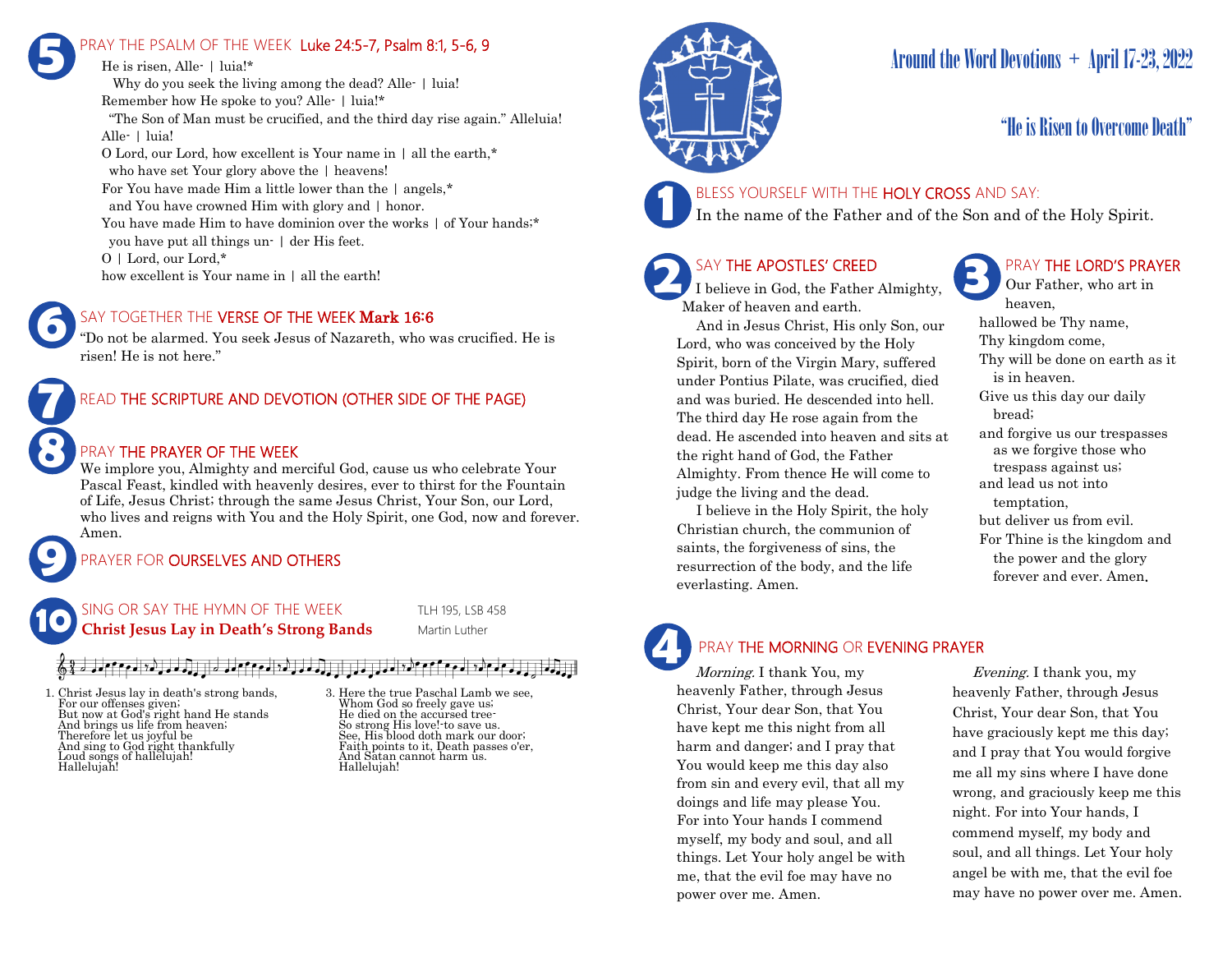# Around the Word Devotions + April 17-23, 2022

## "He is Risen to Overcome Death"

### 1 BLESS YOURSELF WITH THE HOLY CROSS AND SAY:

In the name of the Father and of the Son and of the Holy Spirit.

### 2 SAY THE APOSTLES' CREED

I believe in God, the Father Almighty, Maker of heaven and earth.

And in Jesus Christ, His only Son, our Lord, who was conceived by the Holy Spirit, born of the Virgin Mary, suffered under Pontius Pilate, was crucified, died and was buried. He descended into hell. The third day He rose again from the dead. He ascended into heaven and sits at the right hand of God, the Father Almighty. From thence He will come to judge the living and the dead.

I believe in the Holy Spirit, the holy Christian church, the communion of saints, the forgiveness of sins, the resurrection of the body, and the life everlasting. Amen.

### 3 PRAY THE LORD'S PRAYER

Our Father, who art in heaven,
hallowed be Thy name,
Thy kingdom come,
Thy will be done on earth as it is in heaven.
Give us this day our daily bread;
and forgive us our trespasses as we forgive those who trespass against us;
and lead us not into temptation,
but deliver us from evil.
For Thine is the kingdom and the power and the glory forever and ever. Amen.

### 4 PRAY THE MORNING OR EVENING PRAYER

*Morning.* I thank You, my heavenly Father, through Jesus Christ, Your dear Son, that You have kept me this night from all harm and danger; and I pray that You would keep me this day also from sin and every evil, that all my doings and life may please You. For into Your hands I commend myself, my body and soul, and all things. Let Your holy angel be with me, that the evil foe may have no power over me. Amen.

*Evening.* I thank you, my heavenly Father, through Jesus Christ, Your dear Son, that You have graciously kept me this day; and I pray that You would forgive me all my sins where I have done wrong, and graciously keep me this night. For into Your hands, I commend myself, my body and soul, and all things. Let Your holy angel be with me, that the evil foe may have no power over me. Amen.

### 5 PRAY THE PSALM OF THE WEEK Luke 24:5-7, Psalm 8:1, 5-6, 9

He is risen, Alle- | luia!*
Why do you seek the living among the dead? Alle- | luia!
Remember how He spoke to you? Alle- | luia!*
"The Son of Man must be crucified, and the third day rise again." Alleluia! Alle- | luia!
O Lord, our Lord, how excellent is Your name in | all the earth,*
who have set Your glory above the | heavens!
For You have made Him a little lower than the | angels,*
and You have crowned Him with glory and | honor.
You have made Him to have dominion over the works | of Your hands;*
you have put all things un- | der His feet.
O | Lord, our Lord,*
how excellent is Your name in | all the earth!

### 6 SAY TOGETHER THE VERSE OF THE WEEK Mark 16:6

"Do not be alarmed. You seek Jesus of Nazareth, who was crucified. He is risen! He is not here."

### 7 READ THE SCRIPTURE AND DEVOTION (OTHER SIDE OF THE PAGE)

### 8 PRAY THE PRAYER OF THE WEEK

We implore you, Almighty and merciful God, cause us who celebrate Your Pascal Feast, kindled with heavenly desires, ever to thirst for the Fountain of Life, Jesus Christ; through the same Jesus Christ, Your Son, our Lord, who lives and reigns with You and the Holy Spirit, one God, now and forever. Amen.

### 9 PRAYER FOR OURSELVES AND OTHERS

### 10 SING OR SAY THE HYMN OF THE WEEK

**Christ Jesus Lay in Death's Strong Bands** — TLH 195, LSB 458 — Martin Luther

1. Christ Jesus lay in death's strong bands,
For our offenses given;
But now at God's right hand He stands
And brings us life from heaven;
Therefore let us joyful be
And sing to God right thankfully
Loud songs of hallelujah!
Hallelujah!

3. Here the true Paschal Lamb we see,
Whom God so freely gave us;
He died on the accursed tree-
So strong His love!-to save us.
See, His blood doth mark our door;
Faith points to it, Death passes o'er,
And Satan cannot harm us.
Hallelujah!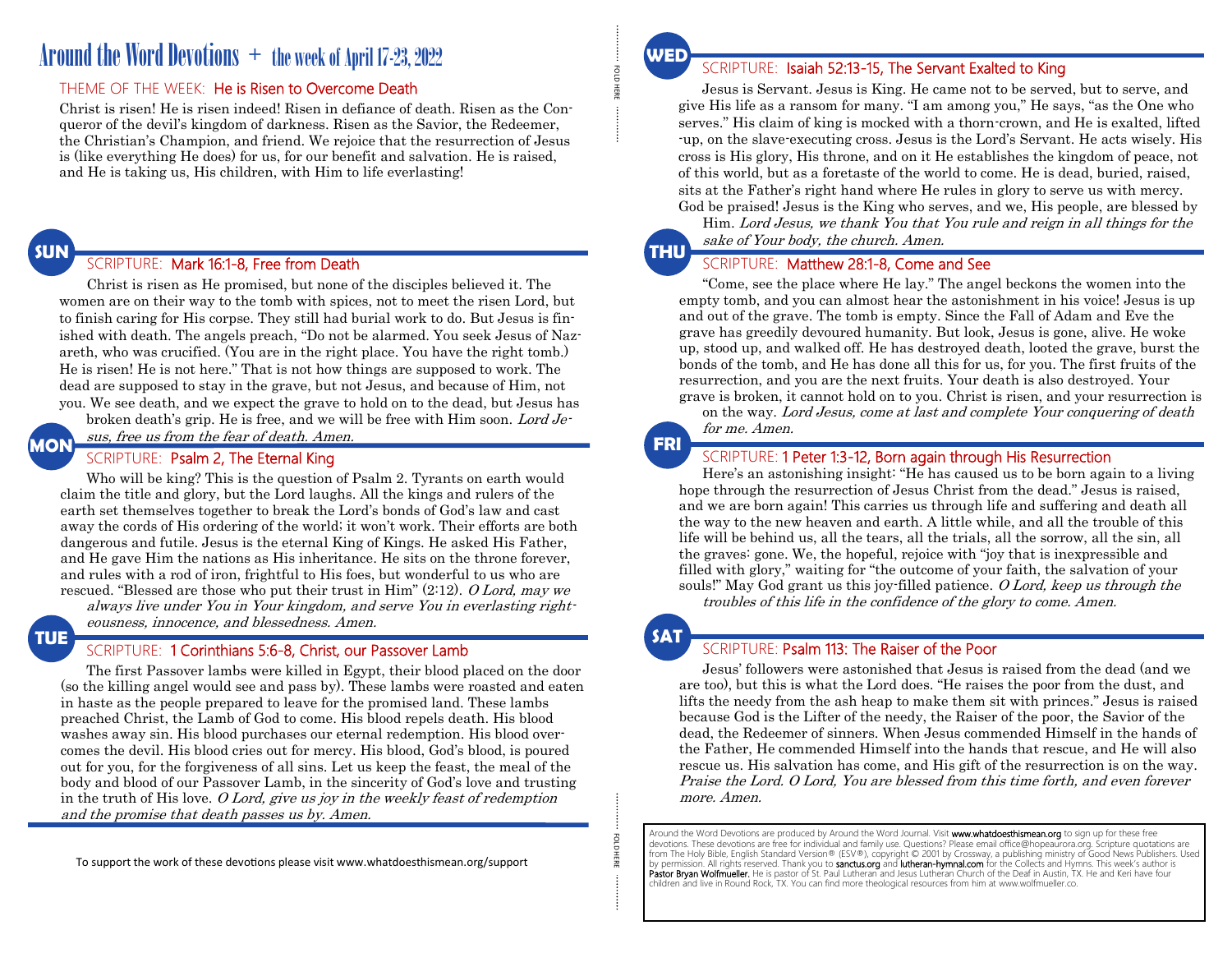# Around the Word Devotions + the week of April 17-23, 2022

## THEME OF THE WEEK: He is Risen to Overcome Death

Christ is risen! He is risen indeed! Risen in defiance of death. Risen as the Conqueror of the devil's kingdom of darkness. Risen as the Savior, the Redeemer, the Christian's Champion, and friend. We rejoice that the resurrection of Jesus is (like everything He does) for us, for our benefit and salvation. He is raised, and He is taking us, His children, with Him to life everlasting!

## SUN

### SCRIPTURE: Mark 16:1-8, Free from Death

Christ is risen as He promised, but none of the disciples believed it. The women are on their way to the tomb with spices, not to meet the risen Lord, but to finish caring for His corpse. They still had burial work to do. But Jesus is finished with death. The angels preach, "Do not be alarmed. You seek Jesus of Nazareth, who was crucified. (You are in the right place. You have the right tomb.) He is risen! He is not here." That is not how things are supposed to work. The dead are supposed to stay in the grave, but not Jesus, and because of Him, not you. We see death, and we expect the grave to hold on to the dead, but Jesus has broken death's grip. He is free, and we will be free with Him soon. *Lord Jesus, free us from the fear of death. Amen.*

## MON

### SCRIPTURE: Psalm 2, The Eternal King

Who will be king? This is the question of Psalm 2. Tyrants on earth would claim the title and glory, but the Lord laughs. All the kings and rulers of the earth set themselves together to break the Lord's bonds of God's law and cast away the cords of His ordering of the world; it won't work. Their efforts are both dangerous and futile. Jesus is the eternal King of Kings. He asked His Father, and He gave Him the nations as His inheritance. He sits on the throne forever, and rules with a rod of iron, frightful to His foes, but wonderful to us who are rescued. "Blessed are those who put their trust in Him" (2:12). *O Lord, may we always live under You in Your kingdom, and serve You in everlasting righteousness, innocence, and blessedness. Amen.*

## TUE

### SCRIPTURE: 1 Corinthians 5:6-8, Christ, our Passover Lamb

The first Passover lambs were killed in Egypt, their blood placed on the door (so the killing angel would see and pass by). These lambs were roasted and eaten in haste as the people prepared to leave for the promised land. These lambs preached Christ, the Lamb of God to come. His blood repels death. His blood washes away sin. His blood purchases our eternal redemption. His blood overcomes the devil. His blood cries out for mercy. His blood, God's blood, is poured out for you, for the forgiveness of all sins. Let us keep the feast, the meal of the body and blood of our Passover Lamb, in the sincerity of God's love and trusting in the truth of His love. *O Lord, give us joy in the weekly feast of redemption and the promise that death passes us by. Amen.*

To support the work of these devotions please visit www.whatdoesthismean.org/support

## WED

### SCRIPTURE: Isaiah 52:13-15, The Servant Exalted to King

Jesus is Servant. Jesus is King. He came not to be served, but to serve, and give His life as a ransom for many. "I am among you," He says, "as the One who serves." His claim of king is mocked with a thorn-crown, and He is exalted, lifted -up, on the slave-executing cross. Jesus is the Lord's Servant. He acts wisely. His cross is His glory, His throne, and on it He establishes the kingdom of peace, not of this world, but as a foretaste of the world to come. He is dead, buried, raised, sits at the Father's right hand where He rules in glory to serve us with mercy. God be praised! Jesus is the King who serves, and we, His people, are blessed by Him. *Lord Jesus, we thank You that You rule and reign in all things for the sake of Your body, the church. Amen.*

## THU

### SCRIPTURE: Matthew 28:1-8, Come and See

"Come, see the place where He lay." The angel beckons the women into the empty tomb, and you can almost hear the astonishment in his voice! Jesus is up and out of the grave. The tomb is empty. Since the Fall of Adam and Eve the grave has greedily devoured humanity. But look, Jesus is gone, alive. He woke up, stood up, and walked off. He has destroyed death, looted the grave, burst the bonds of the tomb, and He has done all this for us, for you. The first fruits of the resurrection, and you are the next fruits. Your death is also destroyed. Your grave is broken, it cannot hold on to you. Christ is risen, and your resurrection is on the way. *Lord Jesus, come at last and complete Your conquering of death for me. Amen.*

## FRI

### SCRIPTURE: 1 Peter 1:3-12, Born again through His Resurrection

Here's an astonishing insight: "He has caused us to be born again to a living hope through the resurrection of Jesus Christ from the dead." Jesus is raised, and we are born again! This carries us through life and suffering and death all the way to the new heaven and earth. A little while, and all the trouble of this life will be behind us, all the tears, all the trials, all the sorrow, all the sin, all the graves: gone. We, the hopeful, rejoice with "joy that is inexpressible and filled with glory," waiting for "the outcome of your faith, the salvation of your souls!" May God grant us this joy-filled patience. *O Lord, keep us through the troubles of this life in the confidence of the glory to come. Amen.*

## SAT

### SCRIPTURE: Psalm 113: The Raiser of the Poor

Jesus' followers were astonished that Jesus is raised from the dead (and we are too), but this is what the Lord does. "He raises the poor from the dust, and lifts the needy from the ash heap to make them sit with princes." Jesus is raised because God is the Lifter of the needy, the Raiser of the poor, the Savior of the dead, the Redeemer of sinners. When Jesus commended Himself in the hands of the Father, He commended Himself into the hands that rescue, and He will also rescue us. His salvation has come, and His gift of the resurrection is on the way. *Praise the Lord. O Lord, You are blessed from this time forth, and even forever more. Amen.*

Around the Word Devotions are produced by Around the Word Journal. Visit **www.whatdoesthismean.org** to sign up for these free devotions. These devotions are free for individual and family use. Questions? Please email office@hopeaurora.org. Scripture quotations are from The Holy Bible, English Standard Version® (ESV®), copyright © 2001 by Crossway, a publishing ministry of Good News Publishers. Used by permission. All rights reserved. Thank you to **sanctus.org** and **lutheran-hymnal.com** for the Collects and Hymns. This week's author is **Pastor Bryan Wolfmueller**. He is pastor of St. Paul Lutheran and Jesus Lutheran Church of the Deaf in Austin, TX. He and Keri have four children and live in Round Rock, TX. You can find more theological resources from him at www.wolfmueller.co.